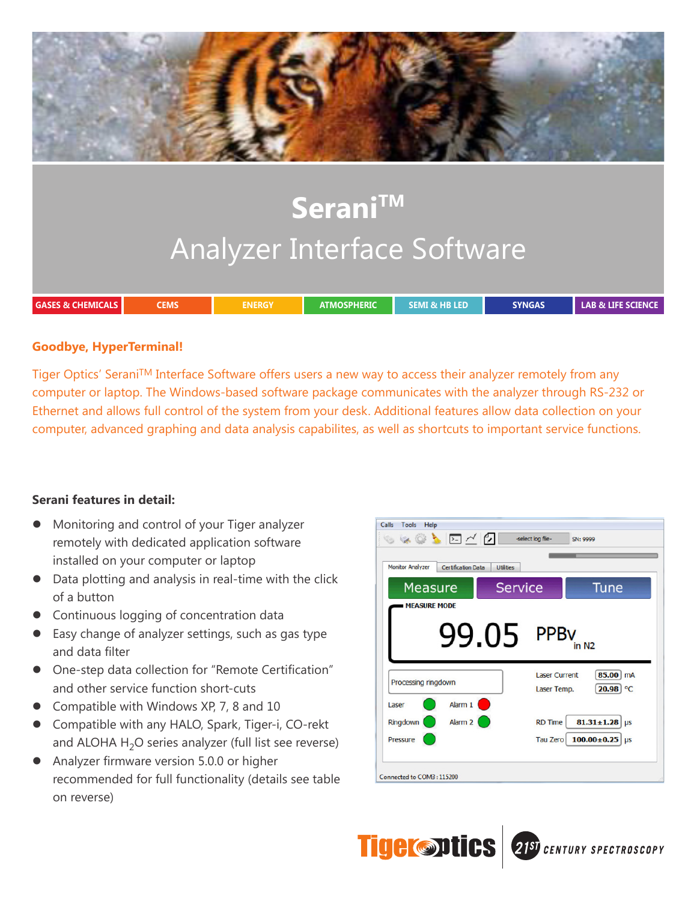# Serani™

## Analyzer Interface Software

GASES & CHEMICALS | CEMS | ENERGY | ATMOSPHERIC | SEMI & HB LED | SYNGAS | LAB & LIFE SCIENCE

### Goodbye, HyperTerminal!

Tiger Optics' Serani™ Interface Software offers users a new way to access their analyzer remotely from any computer or laptop. The Windows-based software package communicates with the analyzer through RS-232 or Ethernet and allows full control of the system from your desk. Additional features allow data collection on your computer, advanced graphing and data analysis capabilites, as well as shortcuts to important service functions.

**Serani features in detail:**

- Monitoring and control of your Tiger analyzer remotely with dedicated application software installed on your computer or laptop
- Data plotting and analysis in real-time with the click of a button
- Continuous logging of concentration data
- Easy change of analyzer settings, such as gas type and data filter
- One-step data collection for "Remote Certification" and other service function short-cuts
- Compatible with Windows XP, 7, 8 and 10
- Compatible with any HALO, Spark, Tiger-i, CO-rekt and ALOHA $H_2O$ series analyzer (full list see reverse)
- Analyzer firmware version 5.0.0 or higher recommended for full functionality (details see table on reverse)

Tiger Optics | 21st CENTURY SPECTROSCOPY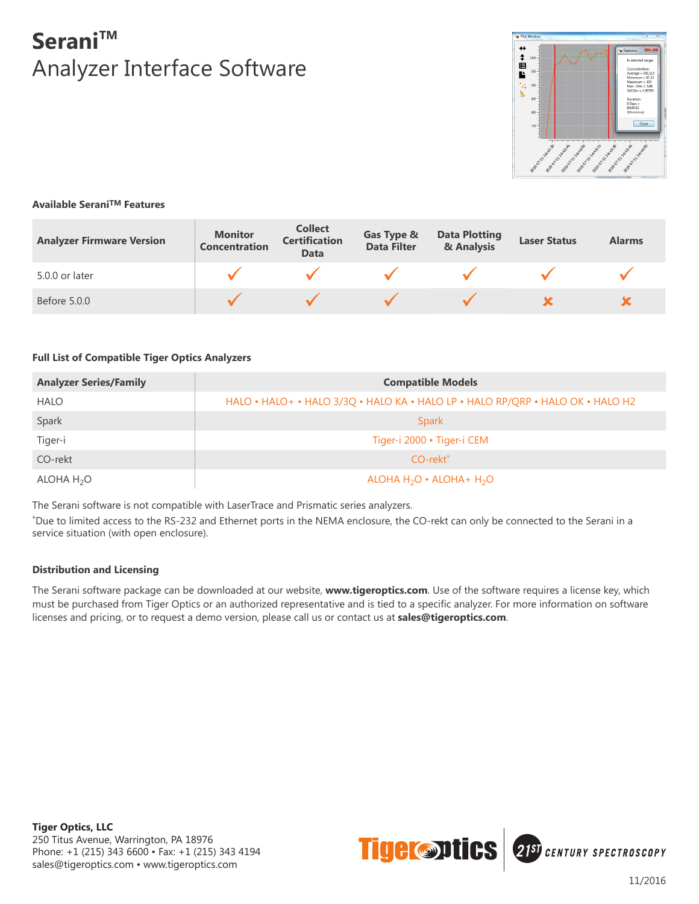# Serani™

## Analyzer Interface Software

### Available Serani™ Features

| Analyzer Firmware Version | Monitor Concentration | Collect Certification Data | Gas Type & Data Filter | Data Plotting & Analysis | Laser Status | Alarms |
|---|---|---|---|---|---|---|
| 5.0.0 or later | ✓ | ✓ | ✓ | ✓ | ✓ | ✓ |
| Before 5.0.0 | ✓ | ✓ | ✓ | ✓ | ✗ | ✗ |

### Full List of Compatible Tiger Optics Analyzers

| Analyzer Series/Family | Compatible Models |
|---|---|
| HALO | HALO • HALO+ • HALO 3/3Q • HALO KA • HALO LP • HALO RP/QRP • HALO OK • HALO H2 |
| Spark | Spark |
| Tiger-i | Tiger-i 2000 • Tiger-i CEM |
| CO-rekt | CO-rekt* |
| ALOHA $H_2O$ | ALOHA $H_2O$ • ALOHA+ $H_2O$ |

The Serani software is not compatible with LaserTrace and Prismatic series analyzers.

*Due to limited access to the RS-232 and Ethernet ports in the NEMA enclosure, the CO-rekt can only be connected to the Serani in a service situation (with open enclosure).

### Distribution and Licensing

The Serani software package can be downloaded at our website, **www.tigeroptics.com**. Use of the software requires a license key, which must be purchased from Tiger Optics or an authorized representative and is tied to a specific analyzer. For more information on software licenses and pricing, or to request a demo version, please call us or contact us at **sales@tigeroptics.com**.

**Tiger Optics, LLC**
250 Titus Avenue, Warrington, PA 18976
Phone: +1 (215) 343 6600 • Fax: +1 (215) 343 4194
sales@tigeroptics.com • www.tigeroptics.com

Tiger Optics 21ST CENTURY SPECTROSCOPY

11/2016